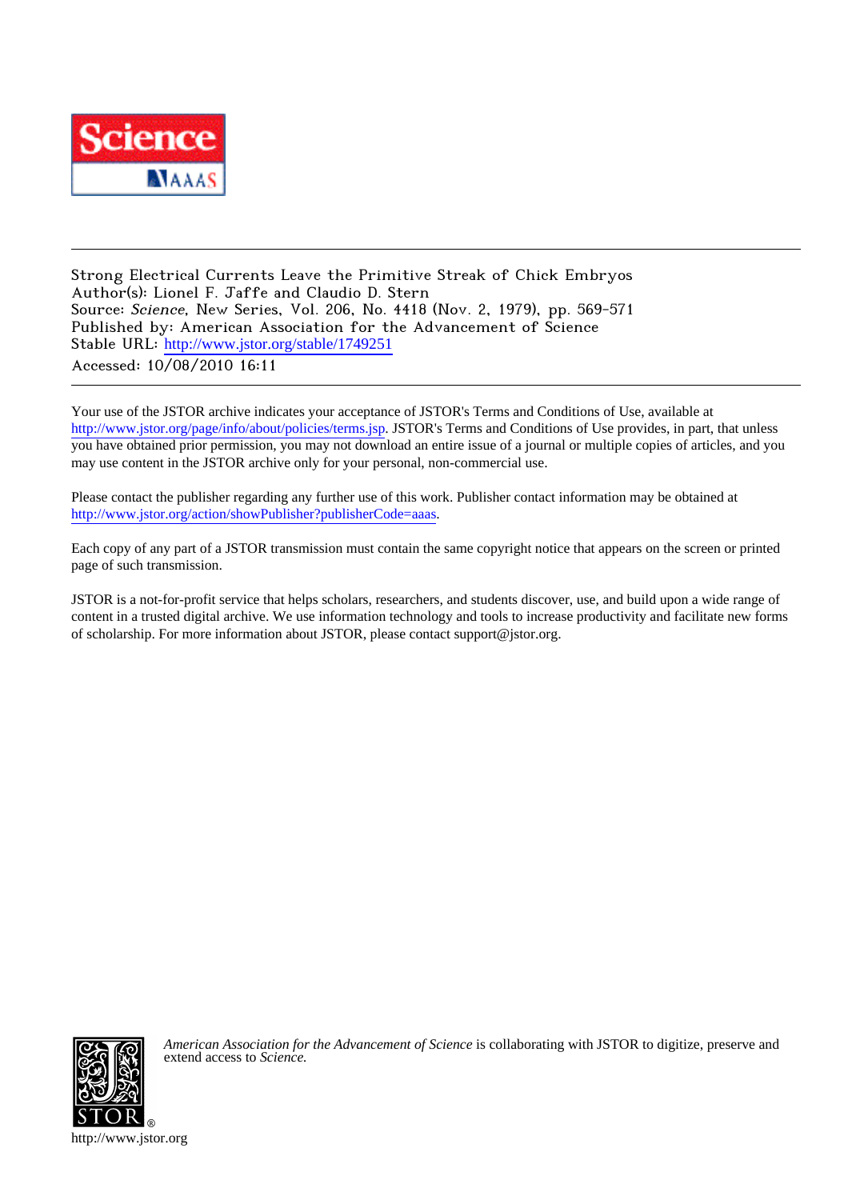Strong Electrical Currents Leave the Primitive Streak of Chick Embryos
Author(s): Lionel F. Jaffe and Claudio D. Stern
Source: *Science*, New Series, Vol. 206, No. 4418 (Nov. 2, 1979), pp. 569-571
Published by: American Association for the Advancement of Science
Stable URL: http://www.jstor.org/stable/1749251
Accessed: 10/08/2010 16:11

Your use of the JSTOR archive indicates your acceptance of JSTOR's Terms and Conditions of Use, available at http://www.jstor.org/page/info/about/policies/terms.jsp. JSTOR's Terms and Conditions of Use provides, in part, that unless you have obtained prior permission, you may not download an entire issue of a journal or multiple copies of articles, and you may use content in the JSTOR archive only for your personal, non-commercial use.

Please contact the publisher regarding any further use of this work. Publisher contact information may be obtained at http://www.jstor.org/action/showPublisher?publisherCode=aaas.

Each copy of any part of a JSTOR transmission must contain the same copyright notice that appears on the screen or printed page of such transmission.

JSTOR is a not-for-profit service that helps scholars, researchers, and students discover, use, and build upon a wide range of content in a trusted digital archive. We use information technology and tools to increase productivity and facilitate new forms of scholarship. For more information about JSTOR, please contact support@jstor.org.

*American Association for the Advancement of Science* is collaborating with JSTOR to digitize, preserve and extend access to *Science.*

http://www.jstor.org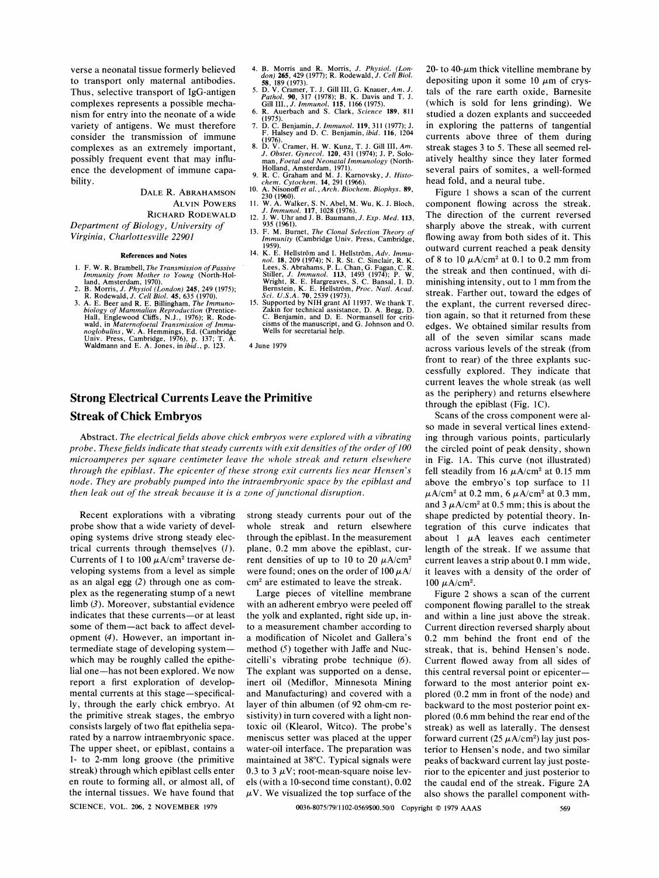verse a neonatal tissue formerly believed to transport only maternal antibodies. Thus, selective transport of IgG-antigen complexes represents a possible mechanism for entry into the neonate of a wide variety of antigens. We must therefore consider the transmission of immune complexes as an extremely important, possibly frequent event that may influence the development of immune capability.

DALE R. ABRAHAMSON
ALVIN POWERS
RICHARD RODEWALD

*Department of Biology, University of Virginia, Charlottesville 22901*

### References and Notes

1. F. W. R. Brambell, *The Transmission of Passive Immunity from Mother to Young* (North-Holland, Amsterdam, 1970).
2. B. Morris, *J. Physiol (London)* **245**, 249 (1975); R. Rodewald, *J. Cell Biol.* **45**, 635 (1970).
3. A. E. Beer and R. E. Billingham, *The Immunobiology of Mammalian Reproduction* (Prentice-Hall, Englewood Cliffs, N.J., 1976); R. Rodewald, in *Maternofoetal Transmission of Immunoglobulins*, W. A. Hemmings, Ed. (Cambridge Univ. Press, Cambridge, 1976), p. 137; T. A. Waldmann and E. A. Jones, in *ibid.*, p. 123.
4. B. Morris and R. Morris, *J. Physiol. (London)* **265**, 429 (1977); R. Rodewald, *J. Cell Biol.* **58**, 189 (1973).
5. D. V. Cramer, T. J. Gill III, G. Knauer, *Am. J. Pathol.* **90**, 317 (1978); B. K. Davis and T. J. Gill III., *J. Immunol.* **115**, 1166 (1975).
6. R. Auerbach and S. Clark, *Science* **189**, 811 (1975).
7. D. C. Benjamin, *J. Immunol.* **119**, 311 (1977); J. F. Halsey and D. C. Benjamin, *ibid.* **116**, 1204 (1976).
8. D. V. Cramer, H. W. Kunz, T. J. Gill III, *Am. J. Obstet. Gynecol.* **120**, 431 (1974); J. P. Soloman, *Foetal and Neonatal Immunology* (North-Holland, Amsterdam, 1971).
9. R. C. Graham and M. J. Karnovsky, *J. Histochem. Cytochem.* **14**, 291 (1966).
10. A. Nisonoff *et al.*, *Arch. Biochem. Biophys.* **89**, 230 (1960).
11. W. A. Walker, S. N. Abel, M. Wu, K. J. Bloch, *J. Immunol.* **117**, 1028 (1976).
12. J. W. Uhr and J. B. Baumann, *J. Exp. Med.* **113**, 935 (1961).
13. F. M. Burnet, *The Clonal Selection Theory of Immunity* (Cambridge Univ. Press, Cambridge, 1959).
14. K. E. Hellström and I. Hellström, *Adv. Immunol.* **18**, 209 (1974); N. R. St. C. Sinclair, R. K. Lees, S. Abrahams, P. L. Chan, G. Fagan, C. R. Stiller, *J. Immunol.* **113**, 1493 (1974); P. W. Wright, R. E. Hargreaves, S. C. Bansal, I. D. Bernstein, K. E. Hellström, *Proc. Natl. Acad. Sci. U.S.A.* **70**, 2539 (1973).
15. Supported by NIH grant AI 11937. We thank T. Zakin for technical assistance, D. A. Begg, D. C. Benjamin, and D. E. Normansell for criticisms of the manuscript, and G. Johnson and O. Wells for secretarial help.

4 June 1979

## Strong Electrical Currents Leave the Primitive Streak of Chick Embryos

*Abstract.* *The electrical fields above chick embryos were explored with a vibrating probe. These fields indicate that steady currents with exit densities of the order of 100 microamperes per square centimeter leave the whole streak and return elsewhere through the epiblast. The epicenter of these strong exit currents lies near Hensen's node. They are probably pumped into the intraembryonic space by the epiblast and then leak out of the streak because it is a zone of junctional disruption.*

Recent explorations with a vibrating probe show that a wide variety of developing systems drive strong steady electrical currents through themselves (*1*). Currents of 1 to 100 $\mu A/cm^2$ traverse developing systems from a level as simple as an algal egg (*2*) through one as complex as the regenerating stump of a newt limb (*3*). Moreover, substantial evidence indicates that these currents—or at least some of them—act back to affect development (*4*). However, an important intermediate stage of developing system—which may be roughly called the epithelial one—has not been explored. We now report a first exploration of developmental currents at this stage—specifically, through the early chick embryo. At the primitive streak stages, the embryo consists largely of two flat epithelia separated by a narrow intraembryonic space. The upper sheet, or epiblast, contains a 1- to 2-mm long groove (the primitive streak) through which epiblast cells enter en route to forming all, or almost all, of the internal tissues. We have found that strong steady currents pour out of the whole streak and return elsewhere through the epiblast. In the measurement plane, 0.2 mm above the epiblast, current densities of up to 10 to 20 $\mu A/cm^2$ were found; ones on the order of 100 $\mu A/cm^2$ are estimated to leave the streak.

Large pieces of vitelline membrane with an adherent embryo were peeled off the yolk and explanted, right side up, into a measurement chamber according to a modification of Nicolet and Gallera's method (*5*) together with Jaffe and Nuccitelli's vibrating probe technique (*6*). The explant was supported on a dense, inert oil (Mediflor, Minnesota Mining and Manufacturing) and covered with a layer of thin albumen (of 92 ohm-cm resistivity) in turn covered with a light nontoxic oil (Klearol, Witco). The probe's meniscus setter was placed at the upper water-oil interface. The preparation was maintained at 38°C. Typical signals were 0.3 to 3 $\mu V$; root-mean-square noise levels (with a 10-second time constant), 0.02 $\mu V$. We visualized the top surface of the 20- to 40-$\mu m$ thick vitelline membrane by depositing upon it some 10 $\mu m$ of crystals of the rare earth oxide, Barnesite (which is sold for lens grinding). We studied a dozen explants and succeeded in exploring the patterns of tangential currents above three of them during streak stages 3 to 5. These all seemed relatively healthy since they later formed several pairs of somites, a well-formed head fold, and a neural tube.

Figure 1 shows a scan of the current component flowing across the streak. The direction of the current reversed sharply above the streak, with current flowing away from both sides of it. This outward current reached a peak density of 8 to 10 $\mu A/cm^2$ at 0.1 to 0.2 mm from the streak and then continued, with diminishing intensity, out to 1 mm from the streak. Farther out, toward the edges of the explant, the current reversed direction again, so that it returned from these edges. We obtained similar results from all of the seven similar scans made across various levels of the streak (from front to rear) of the three explants successfully explored. They indicate that current leaves the whole streak (as well as the periphery) and returns elsewhere through the epiblast (Fig. 1C).

Scans of the cross component were also made in several vertical lines extending through various points, particularly the circled point of peak density, shown in Fig. 1A. This curve (not illustrated) fell steadily from 16 $\mu A/cm^2$ at 0.15 mm above the embryo's top surface to 11 $\mu A/cm^2$ at 0.2 mm, 6 $\mu A/cm^2$ at 0.3 mm, and 3 $\mu A/cm^2$ at 0.5 mm; this is about the shape predicted by potential theory. Integration of this curve indicates that about 1 $\mu A$ leaves each centimeter length of the streak. If we assume that current leaves a strip about 0.1 mm wide, it leaves with a density of the order of 100 $\mu A/cm^2$.

Figure 2 shows a scan of the current component flowing parallel to the streak and within a line just above the streak. Current direction reversed sharply about 0.2 mm behind the front end of the streak, that is, behind Hensen's node. Current flowed away from all sides of this central reversal point or epicenter—forward to the most anterior point explored (0.2 mm in front of the node) and backward to the most posterior point explored (0.6 mm behind the rear end of the streak) as well as laterally. The densest forward current (25 $\mu A/cm^2$) lay just posterior to Hensen's node, and two similar peaks of backward current lay just posterior to the epicenter and just posterior to the caudal end of the streak. Figure 2A also shows the parallel component with-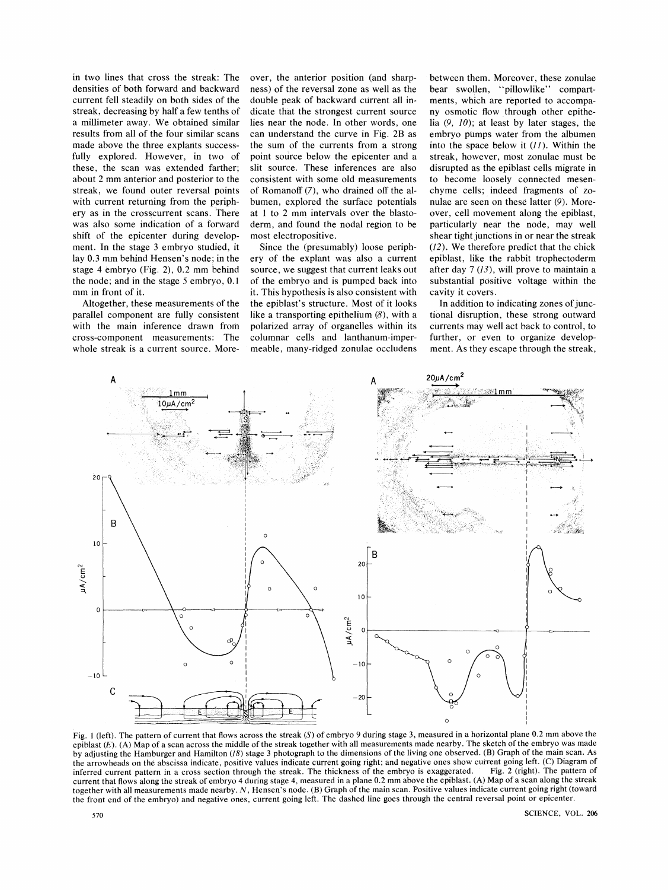in two lines that cross the streak: The densities of both forward and backward current fell steadily on both sides of the streak, decreasing by half a few tenths of a millimeter away. We obtained similar results from all of the four similar scans made above the three explants successfully explored. However, in two of these, the scan was extended farther; about 2 mm anterior and posterior to the streak, we found outer reversal points with current returning from the periphery as in the crosscurrent scans. There was also some indication of a forward shift of the epicenter during development. In the stage 3 embryo studied, it lay 0.3 mm behind Hensen's node; in the stage 4 embryo (Fig. 2), 0.2 mm behind the node; and in the stage 5 embryo, 0.1 mm in front of it.

Altogether, these measurements of the parallel component are fully consistent with the main inference drawn from cross-component measurements: The whole streak is a current source. Moreover, the anterior position (and sharpness) of the reversal zone as well as the double peak of backward current all indicate that the strongest current source lies near the node. In other words, one can understand the curve in Fig. 2B as the sum of the currents from a strong point source below the epicenter and a slit source. These inferences are also consistent with some old measurements of Romanoff (7), who drained off the albumen, explored the surface potentials at 1 to 2 mm intervals over the blastoderm, and found the nodal region to be most electropositive.

Since the (presumably) loose periphery of the explant was also a current source, we suggest that current leaks out of the embryo and is pumped back into it. This hypothesis is also consistent with the epiblast's structure. Most of it looks like a transporting epithelium (8), with a polarized array of organelles within its columnar cells and lanthanum-impermeable, many-ridged zonulae occludens between them. Moreover, these zonulae bear swollen, "pillowlike" compartments, which are reported to accompany osmotic flow through other epithelia (9, 10); at least by later stages, the embryo pumps water from the albumen into the space below it (11). Within the streak, however, most zonulae must be disrupted as the epiblast cells migrate in to become loosely connected mesenchyme cells; indeed fragments of zonulae are seen on these latter (9). Moreover, cell movement along the epiblast, particularly near the node, may well shear tight junctions in or near the streak (12). We therefore predict that the chick epiblast, like the rabbit trophectoderm after day 7 (13), will prove to maintain a substantial positive voltage within the cavity it covers.

In addition to indicating zones of junctional disruption, these strong outward currents may well act back to control, to further, or even to organize development. As they escape through the streak,

Fig. 1 (left). The pattern of current that flows across the streak ($S$) of embryo 9 during stage 3, measured in a horizontal plane 0.2 mm above the epiblast ($E$). (A) Map of a scan across the middle of the streak together with all measurements made nearby. The sketch of the embryo was made by adjusting the Hamburger and Hamilton (18) stage 3 photograph to the dimensions of the living one observed. (B) Graph of the main scan. As the arrowheads on the abscissa indicate, positive values indicate current going right; and negative ones show current going left. (C) Diagram of inferred current pattern in a cross section through the streak. The thickness of the embryo is exaggerated. Fig. 2 (right). The pattern of current that flows along the streak of embryo 4 during stage 4, measured in a plane 0.2 mm above the epiblast. (A) Map of a scan along the streak together with all measurements made nearby. $N$, Hensen's node. (B) Graph of the main scan. Positive values indicate current going right (toward the front end of the embryo) and negative ones, current going left. The dashed line goes through the central reversal point or epicenter.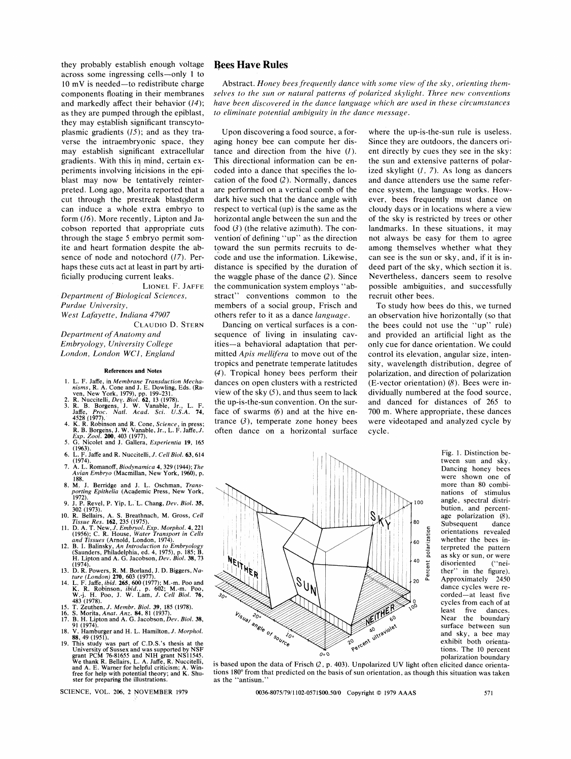they probably establish enough voltage across some ingressing cells—only 1 to 10 mV is needed—to redistribute charge components floating in their membranes and markedly affect their behavior (14); as they are pumped through the epiblast, they may establish significant transcytoplasmic gradients (15); and as they traverse the intraembryonic space, they may establish significant extracellular gradients. With this in mind, certain experiments involving incisions in the epiblast may now be tentatively reinterpreted. Long ago, Morita reported that a cut through the prestreak blastoderm can induce a whole extra embryo to form (16). More recently, Lipton and Jacobson reported that appropriate cuts through the stage 5 embryo permit somite and heart formation despite the absence of node and notochord (17). Perhaps these cuts act at least in part by artificially producing current leaks.

LIONEL F. JAFFE

*Department of Biological Sciences, Purdue University, West Lafayette, Indiana 47907*

CLAUDIO D. STERN

*Department of Anatomy and Embryology, University College London, London WC1, England*

#### References and Notes

1. L. F. Jaffe, in *Membrane Transduction Mechanisms*, R. A. Cone and J. E. Dowling, Eds. (Raven, New York, 1979), pp. 199–231.
2. R. Nuccitelli, *Dev. Biol.* **62**, 13 (1978).
3. R. B. Borgens, J. W. Vanable, Jr., L. F. Jaffe, *Proc. Natl. Acad. Sci. U.S.A.* **74**, 4528 (1977).
4. K. R. Robinson and R. Cone, *Science*, in press; R. B. Borgens, J. W. Vanable, Jr., L. F. Jaffe, *J. Exp. Zool.* **200**, 403 (1977).
5. G. Nicolet and J. Gallera, *Experientia* **19**, 165 (1963).
6. L. F. Jaffe and R. Nuccitelli, *J. Cell Biol.* **63**, 614 (1974).
7. A. L. Romanoff, *Biodynamica* **4**, 329 (1944); *The Avian Embryo* (Macmillan, New York, 1960), p. 188.
8. M. J. Berridge and J. L. Oschman, *Transporting Epithelia* (Academic Press, New York, 1972).
9. J. P. Revel, P. Yip, L. L. Chang, *Dev. Biol.* **35**, 302 (1973).
10. R. Bellairs, A. S. Breathnach, M. Gross, *Cell Tissue Res.* **162**, 235 (1975).
11. D. A. T. New, *J. Embryol. Exp. Morphol.* **4**, 221 (1956); C. R. House, *Water Transport in Cells and Tissues* (Arnold, London, 1974).
12. B. I. Balinsky, *An Introduction to Embryology* (Saunders, Philadelphia, ed. 4, 1975), p. 185; B. H. Lipton and A. G. Jacobson, *Dev. Biol.* **38**, 73 (1974).
13. D. R. Powers, R. M. Borland, J. D. Biggers, *Nature (London)* **270**, 603 (1977).
14. L. F. Jaffe, *ibid.* **265**, 600 (1977); M.-m. Poo and K. R. Robinson, *ibid.*, p. 602; M.-m. Poo, W.-j. H. Poo, J. W. Lam, *J. Cell Biol.* **76**, 483 (1978).
15. T. Zeuthen, *J. Membr. Biol.* **39**, 185 (1978).
16. S. Morita, *Anat. Anz.* **84**, 81 (1937).
17. B. H. Lipton and A. G. Jacobson, *Dev. Biol.* **38**, 91 (1974).
18. V. Hamburger and H. L. Hamilton, *J. Morphol.* **88**, 49 (1951).
19. This study was part of C.D.S.'s thesis at the University of Sussex and was supported by NSF grant PCM 76-81655 and NIH grant NS11545. We thank R. Bellairs, L. A. Jaffe, R. Nuccitelli, and A. E. Warner for helpful criticism; A. Winfree for help with potential theory; and K. Shuster for preparing the illustrations.

# Bees Have Rules

*Abstract. Honey bees frequently dance with some view of the sky, orienting themselves to the sun or natural patterns of polarized skylight. Three new conventions have been discovered in the dance language which are used in these circumstances to eliminate potential ambiguity in the dance message.*

Upon discovering a food source, a foraging honey bee can compute her distance and direction from the hive (1). This directional information can be encoded into a dance that specifies the location of the food (2). Normally, dances are performed on a vertical comb of the dark hive such that the dance angle with respect to vertical (up) is the same as the horizontal angle between the sun and the food (3) (the relative azimuth). The convention of defining "up" as the direction toward the sun permits recruits to decode and use the information. Likewise, distance is specified by the duration of the waggle phase of the dance (2). Since the communication system employs "abstract" conventions common to the members of a social group, Frisch and others refer to it as a dance *language*.

Dancing on vertical surfaces is a consequence of living in insulating cavities—a behavioral adaptation that permitted *Apis mellifera* to move out of the tropics and penetrate temperate latitudes (4). Tropical honey bees perform their dances on open clusters with a restricted view of the sky (5), and thus seem to lack the up-is-the-sun convention. On the surface of swarms (6) and at the hive entrance (3), temperate zone honey bees often dance on a horizontal surface where the up-is-the-sun rule is useless. Since they are outdoors, the dancers orient directly by cues they see in the sky: the sun and extensive patterns of polarized skylight (1, 7). As long as dancers and dance attenders use the same reference system, the language works. However, bees frequently must dance on cloudy days or in locations where a view of the sky is restricted by trees or other landmarks. In these situations, it may not always be easy for them to agree among themselves whether what they can see is the sun or sky, and, if it is indeed part of the sky, which section it is. Nevertheless, dancers seem to resolve possible ambiguities, and successfully recruit other bees.

To study how bees do this, we turned an observation hive horizontally (so that the bees could not use the "up" rule) and provided an artificial light as the only cue for dance orientation. We could control its elevation, angular size, intensity, wavelength distribution, degree of polarization, and direction of polarization (E-vector orientation) (8). Bees were individually numbered at the food source, and danced for distances of 265 to 700 m. Where appropriate, these dances were videotaped and analyzed cycle by cycle.

SKY
SUN
NEITHER
NEITHER
Percent polarization
0
20
40
60
80
100
Visual angle of source
0°
10°
20°
30°
Percent ultraviolet
0
20
40
60
100

Fig. 1. Distinction between sun and sky. Dancing honey bees were shown one of more than 80 combinations of stimulus angle, spectral distribution, and percentage polarization (8). Subsequent dance orientations revealed whether the bees interpreted the pattern as sky or sun, or were disoriented ("neither" in the figure). Approximately 2450 dance cycles were recorded—at least five cycles from each of at least five dances. Near the boundary surface between sun and sky, a bee may exhibit both orientations. The 10 percent polarization boundary is based upon the data of Frisch (2, p. 403). Unpolarized UV light often elicited dance orientations 180° from that predicted on the basis of sun orientation, as though this situation was taken as the "antisun."